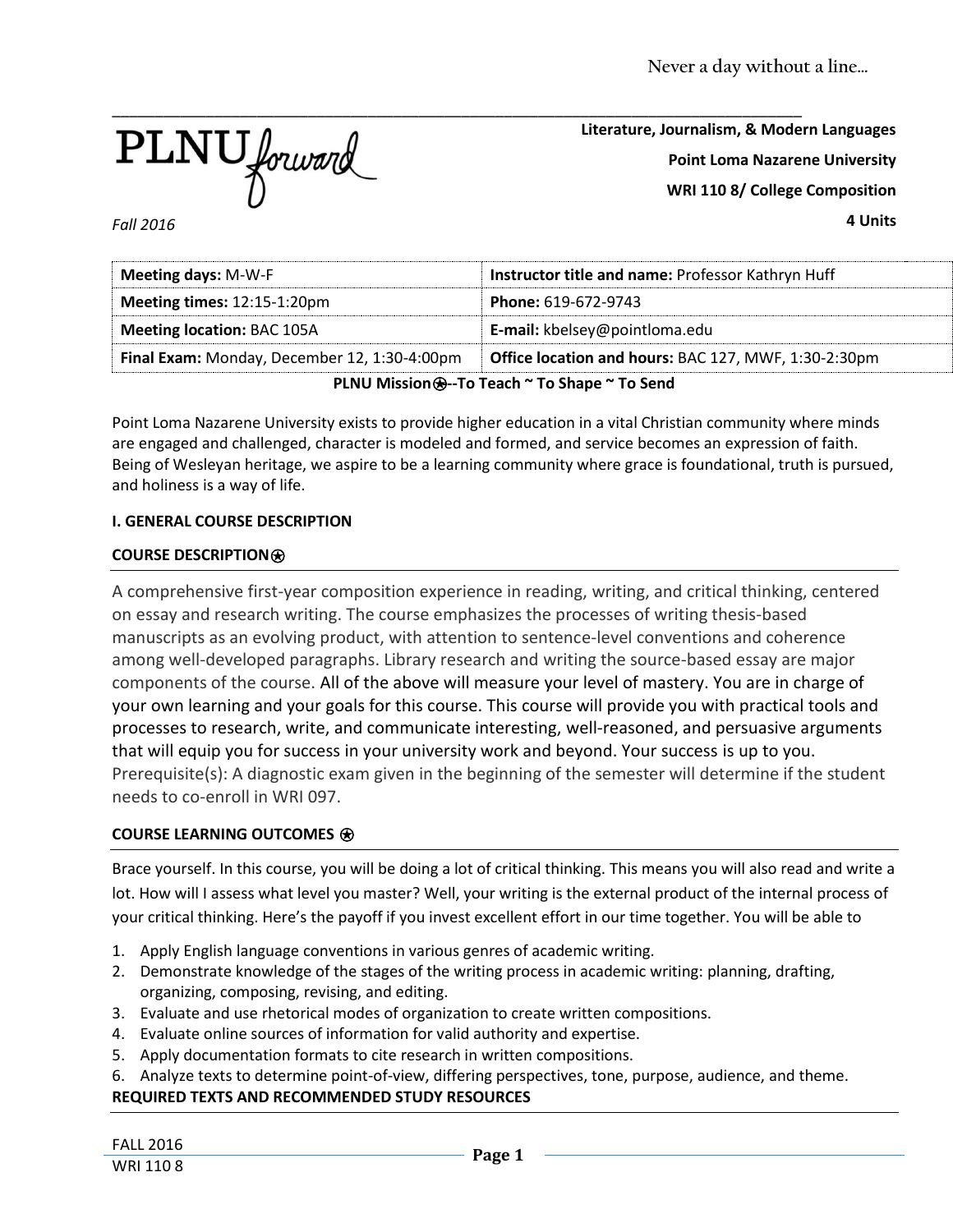Never a day without a line…

PLNU *forward*

**Literature, Journalism, & Modern Languages**

**Point Loma Nazarene University**

**WRI 110 8/ College Composition**

**4 Units**

*Fall 2016*

| **Meeting days:** M-W-F | **Instructor title and name:** Professor Kathryn Huff |
|---|---|
| **Meeting times:** 12:15-1:20pm | **Phone:** 619-672-9743 |
| **Meeting location:** BAC 105A | **E-mail:** kbelsey@pointloma.edu |
| **Final Exam:** Monday, December 12, 1:30-4:00pm | **Office location and hours:** BAC 127, MWF, 1:30-2:30pm |

**PLNU Mission⍟--To Teach ~ To Shape ~ To Send**

Point Loma Nazarene University exists to provide higher education in a vital Christian community where minds are engaged and challenged, character is modeled and formed, and service becomes an expression of faith. Being of Wesleyan heritage, we aspire to be a learning community where grace is foundational, truth is pursued, and holiness is a way of life.

**I. GENERAL COURSE DESCRIPTION**

**COURSE DESCRIPTION⍟**

A comprehensive first-year composition experience in reading, writing, and critical thinking, centered on essay and research writing. The course emphasizes the processes of writing thesis-based manuscripts as an evolving product, with attention to sentence-level conventions and coherence among well-developed paragraphs. Library research and writing the source-based essay are major components of the course. All of the above will measure your level of mastery. You are in charge of your own learning and your goals for this course. This course will provide you with practical tools and processes to research, write, and communicate interesting, well-reasoned, and persuasive arguments that will equip you for success in your university work and beyond. Your success is up to you. Prerequisite(s): A diagnostic exam given in the beginning of the semester will determine if the student needs to co-enroll in WRI 097.

**COURSE LEARNING OUTCOMES ⍟**

Brace yourself. In this course, you will be doing a lot of critical thinking. This means you will also read and write a lot. How will I assess what level you master? Well, your writing is the external product of the internal process of your critical thinking. Here's the payoff if you invest excellent effort in our time together. You will be able to

1. Apply English language conventions in various genres of academic writing.
2. Demonstrate knowledge of the stages of the writing process in academic writing: planning, drafting, organizing, composing, revising, and editing.
3. Evaluate and use rhetorical modes of organization to create written compositions.
4. Evaluate online sources of information for valid authority and expertise.
5. Apply documentation formats to cite research in written compositions.
6. Analyze texts to determine point-of-view, differing perspectives, tone, purpose, audience, and theme.

**REQUIRED TEXTS AND RECOMMENDED STUDY RESOURCES**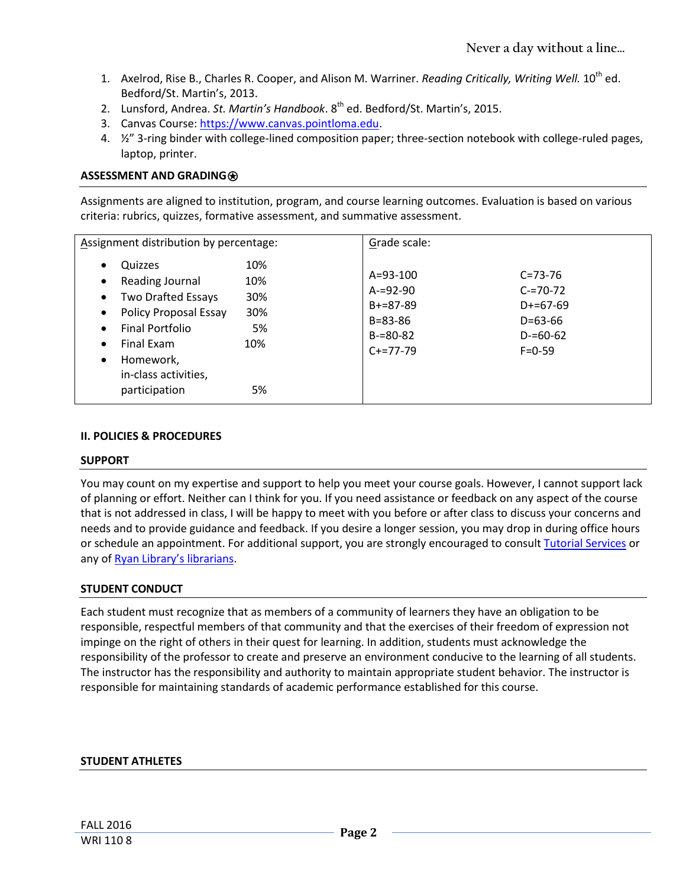1. Axelrod, Rise B., Charles R. Cooper, and Alison M. Warriner. *Reading Critically, Writing Well.* 10th ed. Bedford/St. Martin's, 2013.
2. Lunsford, Andrea. *St. Martin's Handbook*. 8th ed. Bedford/St. Martin's, 2015.
3. Canvas Course: [https://www.canvas.pointloma.edu](https://www.canvas.pointloma.edu).
4. ½" 3-ring binder with college-lined composition paper; three-section notebook with college-ruled pages, laptop, printer.

**ASSESSMENT AND GRADING**⍟

Assignments are aligned to institution, program, and course learning outcomes. Evaluation is based on various criteria: rubrics, quizzes, formative assessment, and summative assessment.

| Assignment distribution by percentage: | | Grade scale: | |
|---|---|---|---|
| • Quizzes | 10% | A=93-100 | C=73-76 |
| • Reading Journal | 10% | A-=92-90 | C-=70-72 |
| • Two Drafted Essays | 30% | B+=87-89 | D+=67-69 |
| • Policy Proposal Essay | 30% | B=83-86 | D=63-66 |
| • Final Portfolio | 5% | B-=80-82 | D-=60-62 |
| • Final Exam | 10% | C+=77-79 | F=0-59 |
| • Homework, in-class activities, participation | 5% | | |

**II. POLICIES & PROCEDURES**

**SUPPORT**

You may count on my expertise and support to help you meet your course goals. However, I cannot support lack of planning or effort. Neither can I think for you. If you need assistance or feedback on any aspect of the course that is not addressed in class, I will be happy to meet with you before or after class to discuss your concerns and needs and to provide guidance and feedback. If you desire a longer session, you may drop in during office hours or schedule an appointment. For additional support, you are strongly encouraged to consult Tutorial Services or any of Ryan Library's librarians.

**STUDENT CONDUCT**

Each student must recognize that as members of a community of learners they have an obligation to be responsible, respectful members of that community and that the exercises of their freedom of expression not impinge on the right of others in their quest for learning. In addition, students must acknowledge the responsibility of the professor to create and preserve an environment conducive to the learning of all students. The instructor has the responsibility and authority to maintain appropriate student behavior. The instructor is responsible for maintaining standards of academic performance established for this course.

**STUDENT ATHLETES**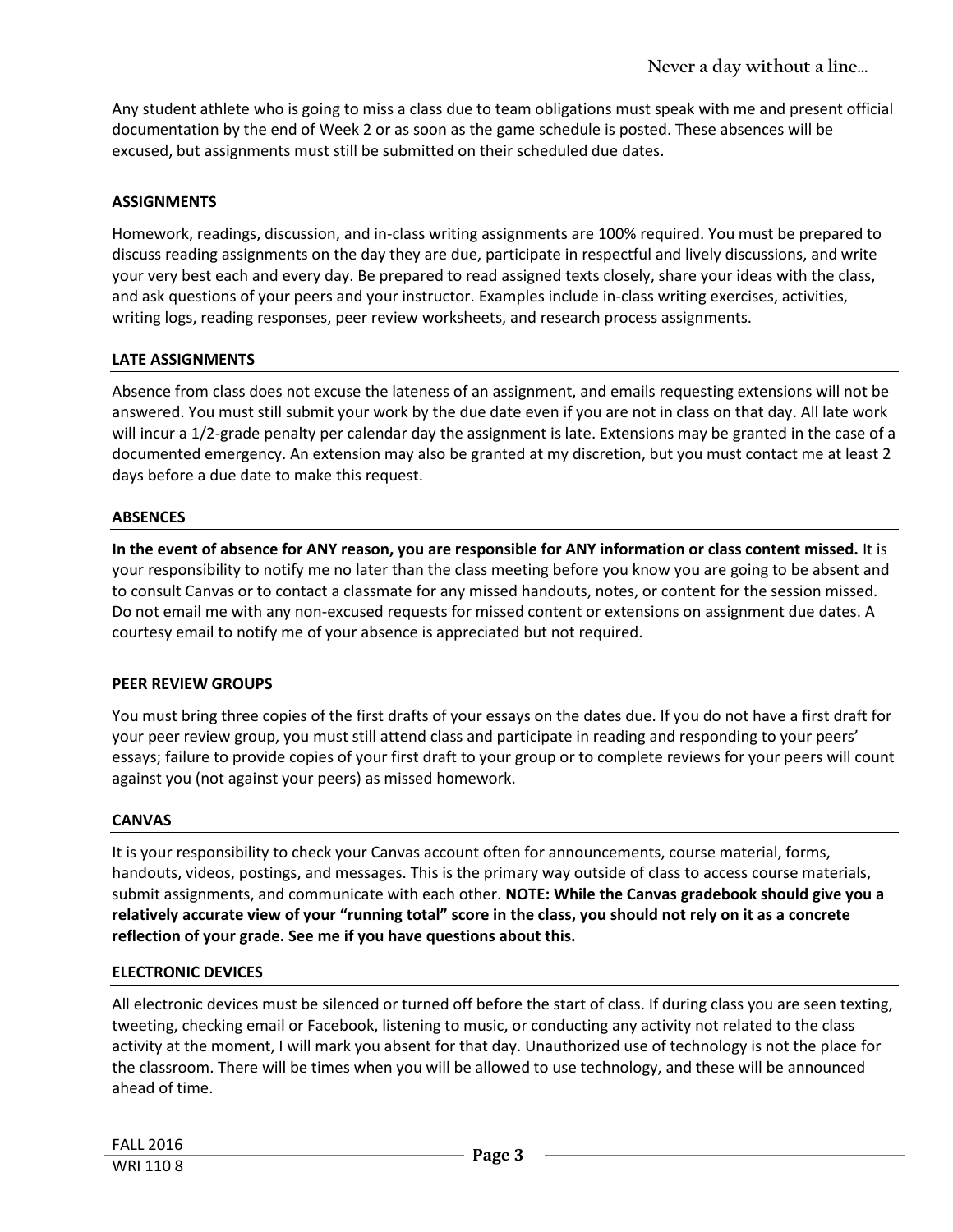Any student athlete who is going to miss a class due to team obligations must speak with me and present official documentation by the end of Week 2 or as soon as the game schedule is posted. These absences will be excused, but assignments must still be submitted on their scheduled due dates.

## ASSIGNMENTS

Homework, readings, discussion, and in-class writing assignments are 100% required. You must be prepared to discuss reading assignments on the day they are due, participate in respectful and lively discussions, and write your very best each and every day. Be prepared to read assigned texts closely, share your ideas with the class, and ask questions of your peers and your instructor. Examples include in-class writing exercises, activities, writing logs, reading responses, peer review worksheets, and research process assignments.

## LATE ASSIGNMENTS

Absence from class does not excuse the lateness of an assignment, and emails requesting extensions will not be answered. You must still submit your work by the due date even if you are not in class on that day. All late work will incur a 1/2-grade penalty per calendar day the assignment is late. Extensions may be granted in the case of a documented emergency. An extension may also be granted at my discretion, but you must contact me at least 2 days before a due date to make this request.

## ABSENCES

**In the event of absence for ANY reason, you are responsible for ANY information or class content missed.** It is your responsibility to notify me no later than the class meeting before you know you are going to be absent and to consult Canvas or to contact a classmate for any missed handouts, notes, or content for the session missed. Do not email me with any non-excused requests for missed content or extensions on assignment due dates. A courtesy email to notify me of your absence is appreciated but not required.

## PEER REVIEW GROUPS

You must bring three copies of the first drafts of your essays on the dates due. If you do not have a first draft for your peer review group, you must still attend class and participate in reading and responding to your peers' essays; failure to provide copies of your first draft to your group or to complete reviews for your peers will count against you (not against your peers) as missed homework.

## CANVAS

It is your responsibility to check your Canvas account often for announcements, course material, forms, handouts, videos, postings, and messages. This is the primary way outside of class to access course materials, submit assignments, and communicate with each other. **NOTE: While the Canvas gradebook should give you a relatively accurate view of your "running total" score in the class, you should not rely on it as a concrete reflection of your grade. See me if you have questions about this.**

## ELECTRONIC DEVICES

All electronic devices must be silenced or turned off before the start of class. If during class you are seen texting, tweeting, checking email or Facebook, listening to music, or conducting any activity not related to the class activity at the moment, I will mark you absent for that day. Unauthorized use of technology is not the place for the classroom. There will be times when you will be allowed to use technology, and these will be announced ahead of time.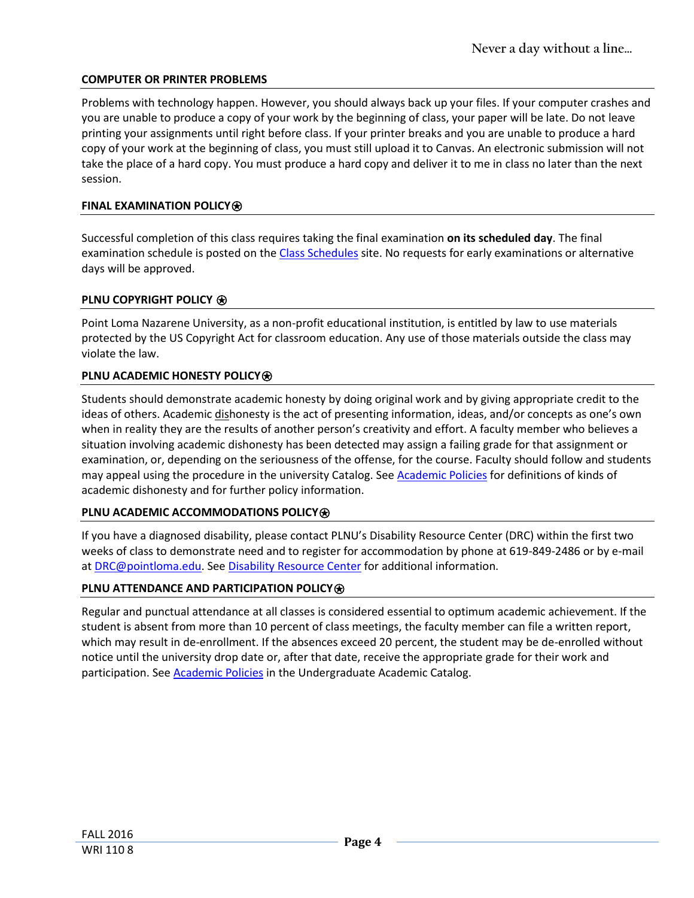### COMPUTER OR PRINTER PROBLEMS

Problems with technology happen. However, you should always back up your files. If your computer crashes and you are unable to produce a copy of your work by the beginning of class, your paper will be late. Do not leave printing your assignments until right before class. If your printer breaks and you are unable to produce a hard copy of your work at the beginning of class, you must still upload it to Canvas. An electronic submission will not take the place of a hard copy. You must produce a hard copy and deliver it to me in class no later than the next session.

### FINAL EXAMINATION POLICY⍟

Successful completion of this class requires taking the final examination **on its scheduled day**. The final examination schedule is posted on the Class Schedules site. No requests for early examinations or alternative days will be approved.

### PLNU COPYRIGHT POLICY ⍟

Point Loma Nazarene University, as a non-profit educational institution, is entitled by law to use materials protected by the US Copyright Act for classroom education. Any use of those materials outside the class may violate the law.

### PLNU ACADEMIC HONESTY POLICY⍟

Students should demonstrate academic honesty by doing original work and by giving appropriate credit to the ideas of others. Academic <u>dis</u>honesty is the act of presenting information, ideas, and/or concepts as one's own when in reality they are the results of another person's creativity and effort. A faculty member who believes a situation involving academic dishonesty has been detected may assign a failing grade for that assignment or examination, or, depending on the seriousness of the offense, for the course. Faculty should follow and students may appeal using the procedure in the university Catalog. See Academic Policies for definitions of kinds of academic dishonesty and for further policy information.

### PLNU ACADEMIC ACCOMMODATIONS POLICY⍟

If you have a diagnosed disability, please contact PLNU's Disability Resource Center (DRC) within the first two weeks of class to demonstrate need and to register for accommodation by phone at 619-849-2486 or by e-mail at DRC@pointloma.edu. See Disability Resource Center for additional information.

### PLNU ATTENDANCE AND PARTICIPATION POLICY⍟

Regular and punctual attendance at all classes is considered essential to optimum academic achievement. If the student is absent from more than 10 percent of class meetings, the faculty member can file a written report, which may result in de-enrollment. If the absences exceed 20 percent, the student may be de-enrolled without notice until the university drop date or, after that date, receive the appropriate grade for their work and participation. See Academic Policies in the Undergraduate Academic Catalog.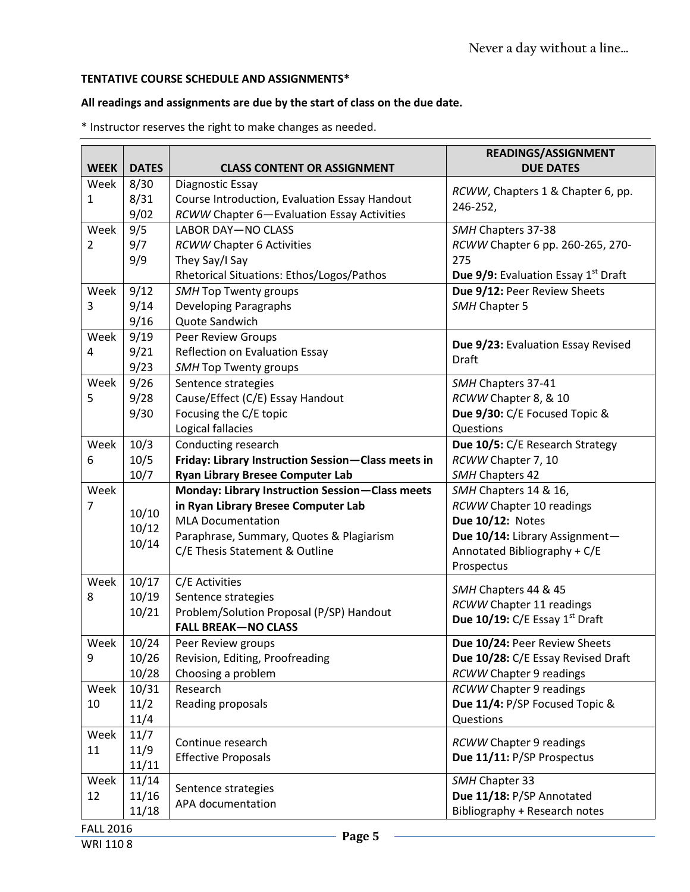**TENTATIVE COURSE SCHEDULE AND ASSIGNMENTS***

**All readings and assignments are due by the start of class on the due date.**

* Instructor reserves the right to make changes as needed.

| WEEK | DATES | CLASS CONTENT OR ASSIGNMENT | READINGS/ASSIGNMENT DUE DATES |
|---|---|---|---|
| Week 1 | 8/30<br>8/31<br>9/02 | Diagnostic Essay<br>Course Introduction, Evaluation Essay Handout<br>*RCWW* Chapter 6—Evaluation Essay Activities | *RCWW*, Chapters 1 & Chapter 6, pp. 246-252, |
| Week 2 | 9/5<br>9/7<br>9/9 | LABOR DAY—NO CLASS<br>*RCWW* Chapter 6 Activities<br>They Say/I Say<br>Rhetorical Situations: Ethos/Logos/Pathos | *SMH* Chapters 37-38<br>*RCWW* Chapter 6 pp. 260-265, 270-275<br>**Due 9/9:** Evaluation Essay 1st Draft |
| Week 3 | 9/12<br>9/14<br>9/16 | *SMH* Top Twenty groups<br>Developing Paragraphs<br>Quote Sandwich | **Due 9/12:** Peer Review Sheets<br>*SMH* Chapter 5 |
| Week 4 | 9/19<br>9/21<br>9/23 | Peer Review Groups<br>Reflection on Evaluation Essay<br>*SMH* Top Twenty groups | **Due 9/23:** Evaluation Essay Revised Draft |
| Week 5 | 9/26<br>9/28<br>9/30 | Sentence strategies<br>Cause/Effect (C/E) Essay Handout<br>Focusing the C/E topic<br>Logical fallacies | *SMH* Chapters 37-41<br>*RCWW* Chapter 8, & 10<br>**Due 9/30:** C/E Focused Topic & Questions |
| Week 6 | 10/3<br>10/5<br>10/7 | Conducting research<br>**Friday: Library Instruction Session—Class meets in Ryan Library Bresee Computer Lab** | **Due 10/5:** C/E Research Strategy<br>*RCWW* Chapter 7, 10<br>*SMH* Chapters 42 |
| Week 7 | 10/10<br>10/12<br>10/14 | **Monday: Library Instruction Session—Class meets in Ryan Library Bresee Computer Lab**<br>MLA Documentation<br>Paraphrase, Summary, Quotes & Plagiarism<br>C/E Thesis Statement & Outline | *SMH* Chapters 14 & 16,<br>*RCWW* Chapter 10 readings<br>**Due 10/12:** Notes<br>**Due 10/14:** Library Assignment—Annotated Bibliography + C/E Prospectus |
| Week 8 | 10/17<br>10/19<br>10/21 | C/E Activities<br>Sentence strategies<br>Problem/Solution Proposal (P/SP) Handout<br>**FALL BREAK—NO CLASS** | *SMH* Chapters 44 & 45<br>*RCWW* Chapter 11 readings<br>**Due 10/19:** C/E Essay 1st Draft |
| Week 9 | 10/24<br>10/26<br>10/28 | Peer Review groups<br>Revision, Editing, Proofreading<br>Choosing a problem | **Due 10/24:** Peer Review Sheets<br>**Due 10/28:** C/E Essay Revised Draft<br>*RCWW* Chapter 9 readings |
| Week 10 | 10/31<br>11/2<br>11/4 | Research<br>Reading proposals | *RCWW* Chapter 9 readings<br>**Due 11/4:** P/SP Focused Topic & Questions |
| Week 11 | 11/7<br>11/9<br>11/11 | Continue research<br>Effective Proposals | *RCWW* Chapter 9 readings<br>**Due 11/11:** P/SP Prospectus |
| Week 12 | 11/14<br>11/16<br>11/18 | Sentence strategies<br>APA documentation | *SMH* Chapter 33<br>**Due 11/18:** P/SP Annotated Bibliography + Research notes |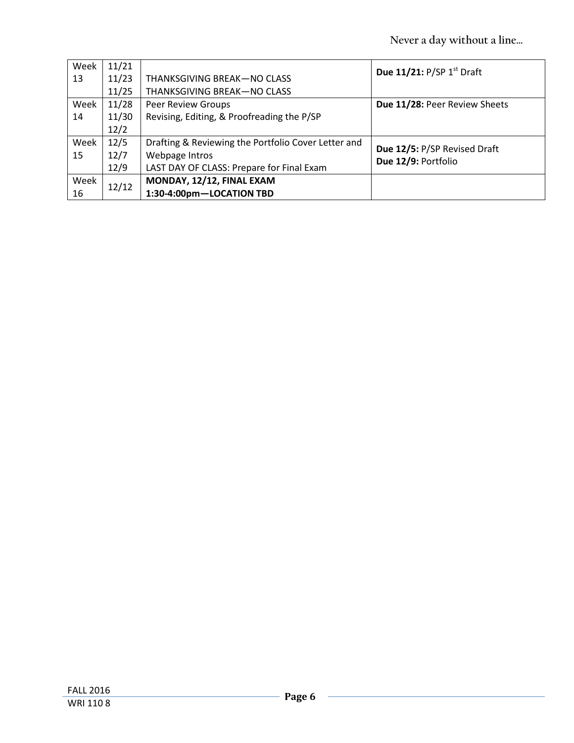| | | | |
|---|---|---|---|
| Week 13 | 11/21<br>11/23<br>11/25 | <br>THANKSGIVING BREAK—NO CLASS<br>THANKSGIVING BREAK—NO CLASS | **Due 11/21:** P/SP 1st Draft |
| Week 14 | 11/28<br>11/30<br>12/2 | Peer Review Groups<br>Revising, Editing, & Proofreading the P/SP | **Due 11/28:** Peer Review Sheets |
| Week 15 | 12/5<br>12/7<br>12/9 | Drafting & Reviewing the Portfolio Cover Letter and Webpage Intros<br>LAST DAY OF CLASS: Prepare for Final Exam | **Due 12/5:** P/SP Revised Draft<br>**Due 12/9:** Portfolio |
| Week 16 | 12/12 | **MONDAY, 12/12, FINAL EXAM**<br>**1:30-4:00pm—LOCATION TBD** | |